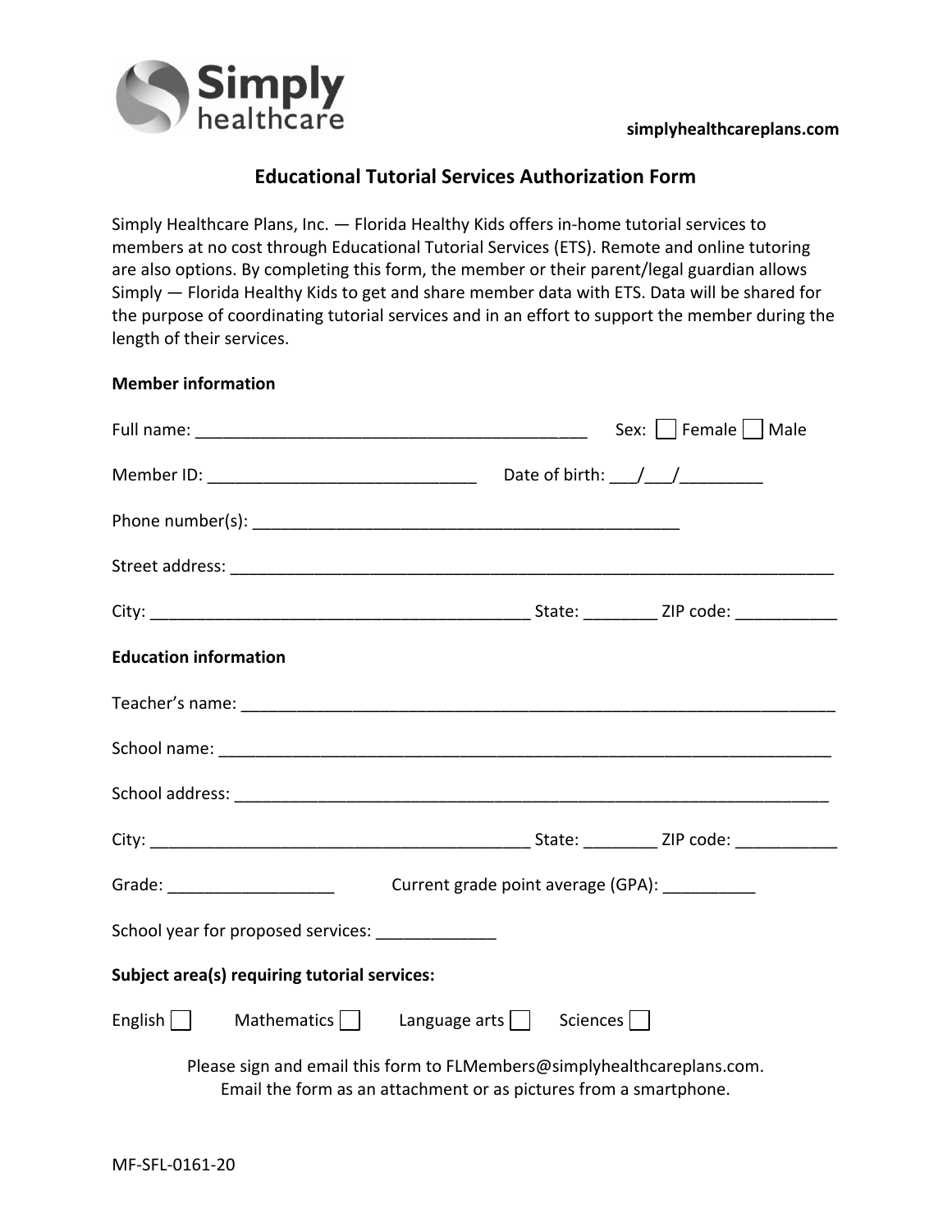Simply healthcare

simplyhealthcareplans.com

# Educational Tutorial Services Authorization Form

Simply Healthcare Plans, Inc. — Florida Healthy Kids offers in-home tutorial services to members at no cost through Educational Tutorial Services (ETS). Remote and online tutoring are also options. By completing this form, the member or their parent/legal guardian allows Simply — Florida Healthy Kids to get and share member data with ETS. Data will be shared for the purpose of coordinating tutorial services and in an effort to support the member during the length of their services.

**Member information**

Full name: ___________________________________________ Sex: ☐ Female ☐ Male

Member ID: _____________________________ Date of birth: ___/___/_________

Phone number(s): _______________________________________________

Street address: ________________________________________________________________

City: __________________________________________ State: ________ ZIP code: ___________

**Education information**

Teacher's name: _______________________________________________________________

School name: _________________________________________________________________

School address: ________________________________________________________________

City: __________________________________________ State: ________ ZIP code: ___________

Grade: __________________ Current grade point average (GPA): __________

School year for proposed services: _____________

**Subject area(s) requiring tutorial services:**

English ☐ Mathematics ☐ Language arts ☐ Sciences ☐

Please sign and email this form to FLMembers@simplyhealthcareplans.com.
Email the form as an attachment or as pictures from a smartphone.

MF-SFL-0161-20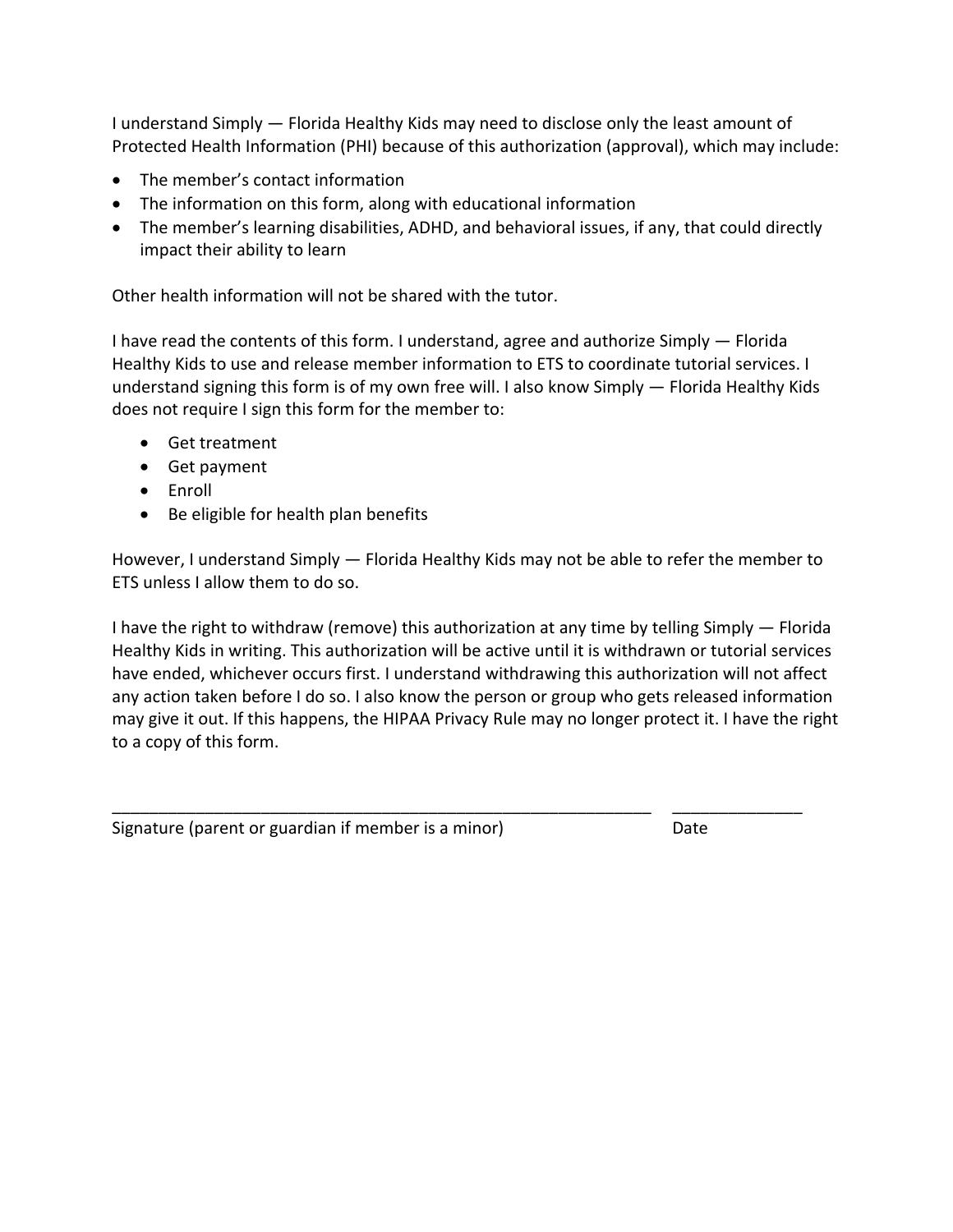I understand Simply — Florida Healthy Kids may need to disclose only the least amount of Protected Health Information (PHI) because of this authorization (approval), which may include:

- The member's contact information
- The information on this form, along with educational information
- The member's learning disabilities, ADHD, and behavioral issues, if any, that could directly impact their ability to learn

Other health information will not be shared with the tutor.

I have read the contents of this form. I understand, agree and authorize Simply — Florida Healthy Kids to use and release member information to ETS to coordinate tutorial services. I understand signing this form is of my own free will. I also know Simply — Florida Healthy Kids does not require I sign this form for the member to:

- Get treatment
- Get payment
- Enroll
- Be eligible for health plan benefits

However, I understand Simply — Florida Healthy Kids may not be able to refer the member to ETS unless I allow them to do so.

I have the right to withdraw (remove) this authorization at any time by telling Simply — Florida Healthy Kids in writing. This authorization will be active until it is withdrawn or tutorial services have ended, whichever occurs first. I understand withdrawing this authorization will not affect any action taken before I do so. I also know the person or group who gets released information may give it out. If this happens, the HIPAA Privacy Rule may no longer protect it. I have the right to a copy of this form.

_____________________________________________________________ ______________

Signature (parent or guardian if member is a minor) Date